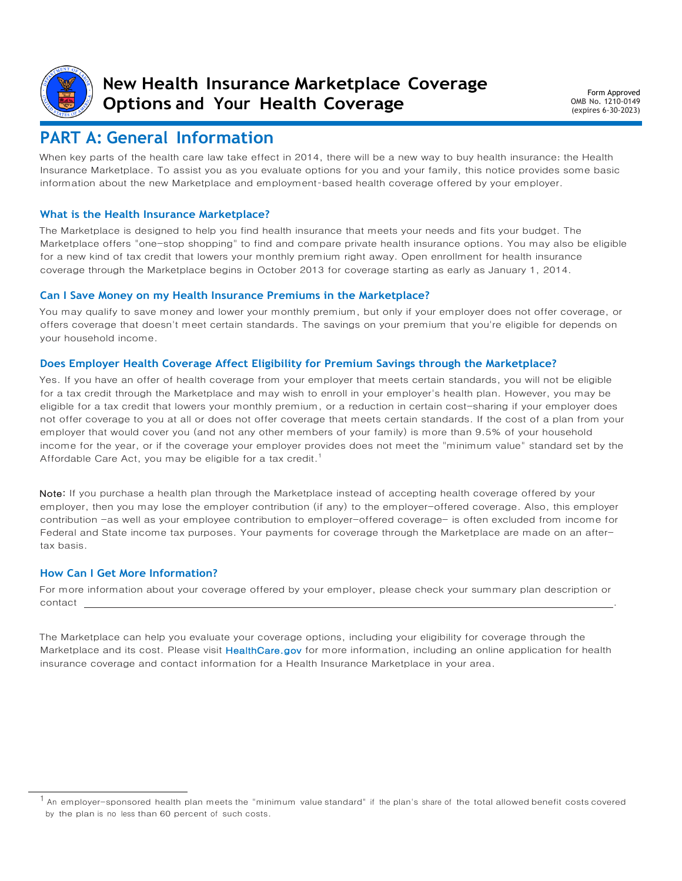# New Health Insurance Marketplace Coverage Options and Your Health Coverage

Form Approved
OMB No. 1210-0149
(expires 6-30-2023)

## PART A: General Information

When key parts of the health care law take effect in 2014, there will be a new way to buy health insurance: the Health Insurance Marketplace. To assist you as you evaluate options for you and your family, this notice provides some basic information about the new Marketplace and employment-based health coverage offered by your employer.

### What is the Health Insurance Marketplace?

The Marketplace is designed to help you find health insurance that meets your needs and fits your budget. The Marketplace offers "one-stop shopping" to find and compare private health insurance options. You may also be eligible for a new kind of tax credit that lowers your monthly premium right away. Open enrollment for health insurance coverage through the Marketplace begins in October 2013 for coverage starting as early as January 1, 2014.

### Can I Save Money on my Health Insurance Premiums in the Marketplace?

You may qualify to save money and lower your monthly premium, but only if your employer does not offer coverage, or offers coverage that doesn't meet certain standards. The savings on your premium that you're eligible for depends on your household income.

### Does Employer Health Coverage Affect Eligibility for Premium Savings through the Marketplace?

Yes. If you have an offer of health coverage from your employer that meets certain standards, you will not be eligible for a tax credit through the Marketplace and may wish to enroll in your employer's health plan. However, you may be eligible for a tax credit that lowers your monthly premium, or a reduction in certain cost-sharing if your employer does not offer coverage to you at all or does not offer coverage that meets certain standards. If the cost of a plan from your employer that would cover you (and not any other members of your family) is more than 9.5% of your household income for the year, or if the coverage your employer provides does not meet the "minimum value" standard set by the Affordable Care Act, you may be eligible for a tax credit.[1]

**Note:** If you purchase a health plan through the Marketplace instead of accepting health coverage offered by your employer, then you may lose the employer contribution (if any) to the employer-offered coverage. Also, this employer contribution -as well as your employee contribution to employer-offered coverage- is often excluded from income for Federal and State income tax purposes. Your payments for coverage through the Marketplace are made on an after-tax basis.

### How Can I Get More Information?

For more information about your coverage offered by your employer, please check your summary plan description or contact ______________________________________________.

The Marketplace can help you evaluate your coverage options, including your eligibility for coverage through the Marketplace and its cost. Please visit HealthCare.gov for more information, including an online application for health insurance coverage and contact information for a Health Insurance Marketplace in your area.

---

[1] An employer-sponsored health plan meets the "minimum value standard" if the plan's share of the total allowed benefit costs covered by the plan is no less than 60 percent of such costs.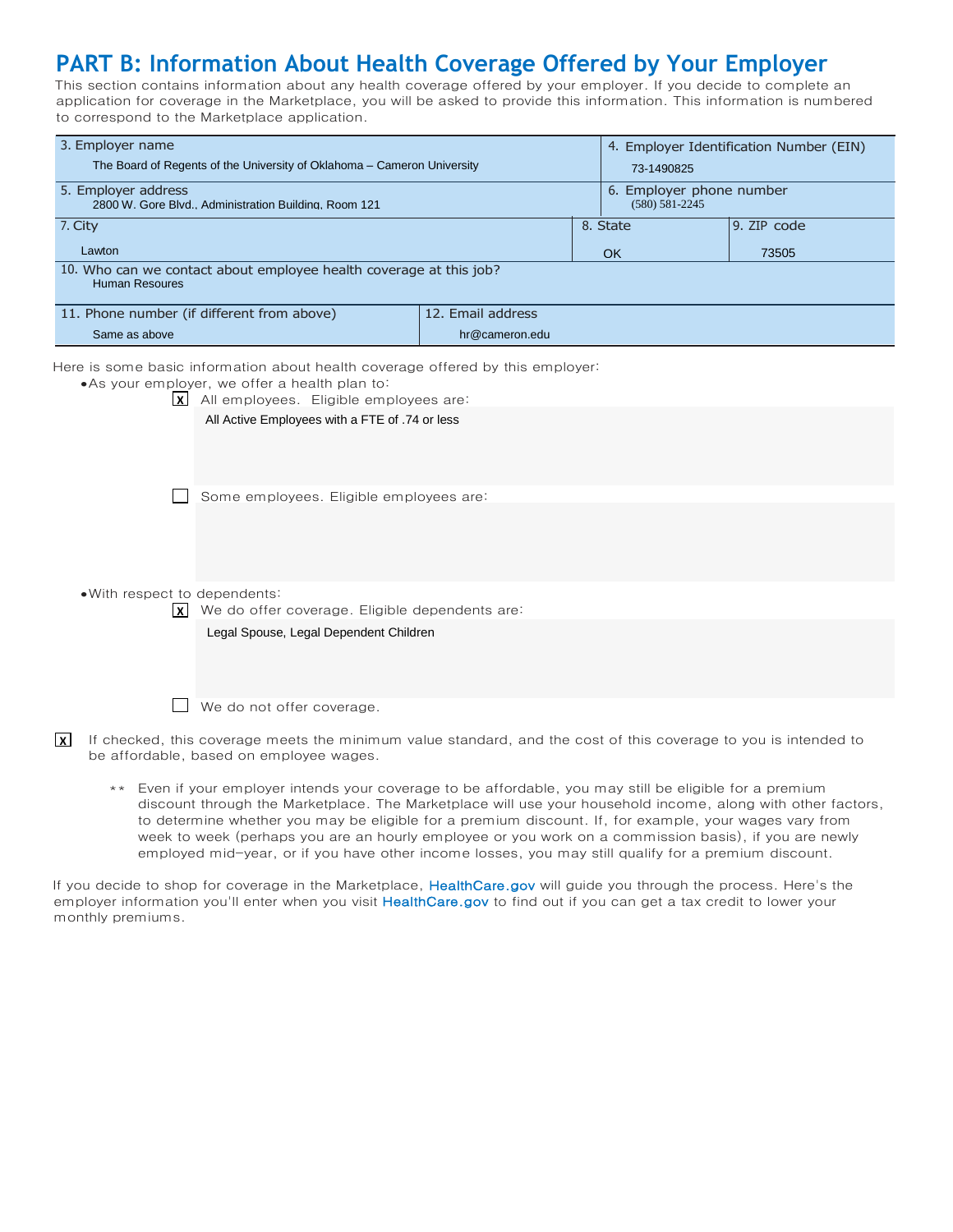# PART B: Information About Health Coverage Offered by Your Employer

This section contains information about any health coverage offered by your employer. If you decide to complete an application for coverage in the Marketplace, you will be asked to provide this information. This information is numbered to correspond to the Marketplace application.

| | | |
|---|---|---|
| 3. Employer name<br>The Board of Regents of the University of Oklahoma – Cameron University | | 4. Employer Identification Number (EIN)<br>73-1490825 |
| 5. Employer address<br>2800 W. Gore Blvd., Administration Building, Room 121 | | 6. Employer phone number<br>(580) 581-2245 |
| 7. City<br>Lawton | 8. State<br>OK | 9. ZIP code<br>73505 |
| 10. Who can we contact about employee health coverage at this job?<br>Human Resoures | | |
| 11. Phone number (if different from above)<br>Same as above | 12. Email address<br>hr@cameron.edu | |

Here is some basic information about health coverage offered by this employer:

- As your employer, we offer a health plan to:
  - [X] All employees. Eligible employees are:
    All Active Employees with a FTE of .74 or less
  - [ ] Some employees. Eligible employees are:
- With respect to dependents:
  - [X] We do offer coverage. Eligible dependents are:
    Legal Spouse, Legal Dependent Children
  - [ ] We do not offer coverage.

[X] If checked, this coverage meets the minimum value standard, and the cost of this coverage to you is intended to be affordable, based on employee wages.

** Even if your employer intends your coverage to be affordable, you may still be eligible for a premium discount through the Marketplace. The Marketplace will use your household income, along with other factors, to determine whether you may be eligible for a premium discount. If, for example, your wages vary from week to week (perhaps you are an hourly employee or you work on a commission basis), if you are newly employed mid-year, or if you have other income losses, you may still qualify for a premium discount.

If you decide to shop for coverage in the Marketplace, HealthCare.gov will guide you through the process. Here's the employer information you'll enter when you visit HealthCare.gov to find out if you can get a tax credit to lower your monthly premiums.